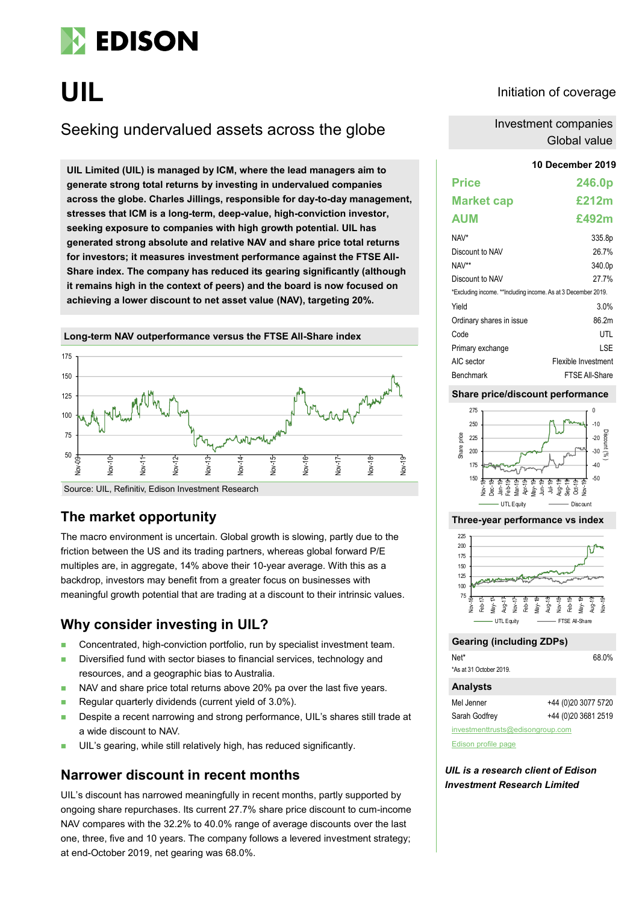# UIL

Initiation of coverage

## Seeking undervalued assets across the globe

Investment companies
Global value

**UIL Limited (UIL) is managed by ICM, where the lead managers aim to generate strong total returns by investing in undervalued companies across the globe. Charles Jillings, responsible for day-to-day management, stresses that ICM is a long-term, deep-value, high-conviction investor, seeking exposure to companies with high growth potential. UIL has generated strong absolute and relative NAV and share price total returns for investors; it measures investment performance against the FTSE All-Share index. The company has reduced its gearing significantly (although it remains high in the context of peers) and the board is now focused on achieving a lower discount to net asset value (NAV), targeting 20%.**

**Long-term NAV outperformance versus the FTSE All-Share index**

Source: UIL, Refinitiv, Edison Investment Research

## The market opportunity

The macro environment is uncertain. Global growth is slowing, partly due to the friction between the US and its trading partners, whereas global forward P/E multiples are, in aggregate, 14% above their 10-year average. With this as a backdrop, investors may benefit from a greater focus on businesses with meaningful growth potential that are trading at a discount to their intrinsic values.

## Why consider investing in UIL?

- Concentrated, high-conviction portfolio, run by specialist investment team.
- Diversified fund with sector biases to financial services, technology and resources, and a geographic bias to Australia.
- NAV and share price total returns above 20% pa over the last five years.
- Regular quarterly dividends (current yield of 3.0%).
- Despite a recent narrowing and strong performance, UIL's shares still trade at a wide discount to NAV.
- UIL's gearing, while still relatively high, has reduced significantly.

## Narrower discount in recent months

UIL's discount has narrowed meaningfully in recent months, partly supported by ongoing share repurchases. Its current 27.7% share price discount to cum-income NAV compares with the 32.2% to 40.0% range of average discounts over the last one, three, five and 10 years. The company follows a levered investment strategy; at end-October 2019, net gearing was 68.0%.

**10 December 2019**

| | |
|---|---|
| **Price** | **246.0p** |
| **Market cap** | **£212m** |
| **AUM** | **£492m** |

| | |
|---|---|
| NAV* | 335.8p |
| Discount to NAV | 26.7% |
| NAV** | 340.0p |
| Discount to NAV | 27.7% |

*Excluding income. **Including income. As at 3 December 2019.

| | |
|---|---|
| Yield | 3.0% |
| Ordinary shares in issue | 86.2m |
| Code | UTL |
| Primary exchange | LSE |
| AIC sector | Flexible Investment |
| Benchmark | FTSE All-Share |

**Share price/discount performance**

**Three-year performance vs index**

**Gearing (including ZDPs)**

| | |
|---|---|
| Net* | 68.0% |

*As at 31 October 2019.

**Analysts**

| | |
|---|---|
| Mel Jenner | +44 (0)20 3077 5720 |
| Sarah Godfrey | +44 (0)20 3681 2519 |

investmenttrusts@edisongroup.com

Edison profile page

*UIL is a research client of Edison Investment Research Limited*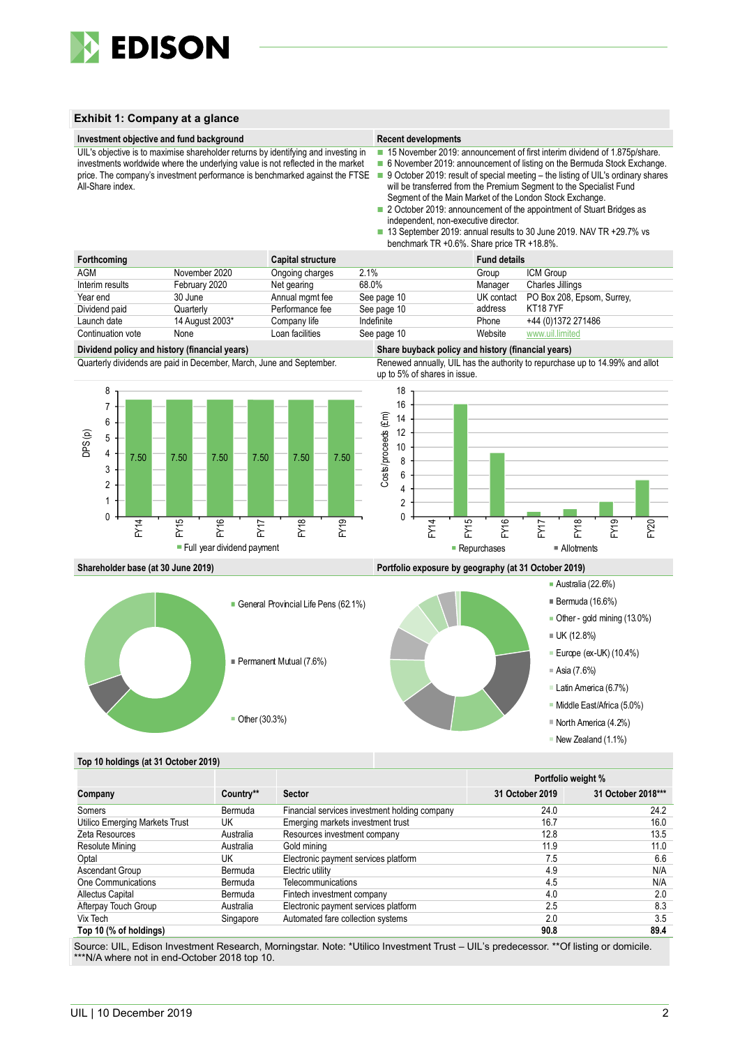## Exhibit 1: Company at a glance

**Investment objective and fund background**

UIL's objective is to maximise shareholder returns by identifying and investing in investments worldwide where the underlying value is not reflected in the market price. The company's investment performance is benchmarked against the FTSE All-Share index.

**Recent developments**

- 15 November 2019: announcement of first interim dividend of 1.875p/share.
- 6 November 2019: announcement of listing on the Bermuda Stock Exchange.
- 9 October 2019: result of special meeting – the listing of UIL's ordinary shares will be transferred from the Premium Segment to the Specialist Fund Segment of the Main Market of the London Stock Exchange.
- 2 October 2019: announcement of the appointment of Stuart Bridges as independent, non-executive director.
- 13 September 2019: annual results to 30 June 2019. NAV TR +29.7% vs benchmark TR +0.6%. Share price TR +18.8%.

| Forthcoming | | Capital structure | | Fund details | |
|---|---|---|---|---|---|
| AGM | November 2020 | Ongoing charges | 2.1% | Group | ICM Group |
| Interim results | February 2020 | Net gearing | 68.0% | Manager | Charles Jillings |
| Year end | 30 June | Annual mgmt fee | See page 10 | UK contact address | PO Box 208, Epsom, Surrey, KT18 7YF |
| Dividend paid | Quarterly | Performance fee | See page 10 | | |
| Launch date | 14 August 2003* | Company life | Indefinite | Phone | +44 (0)1372 271486 |
| Continuation vote | None | Loan facilities | See page 10 | Website | www.uil.limited |

**Dividend policy and history (financial years)**

Quarterly dividends are paid in December, March, June and September.

| | FY14 | FY15 | FY16 | FY17 | FY18 | FY19 |
|---|---|---|---|---|---|---|
| Full year dividend payment DPS (p) | 7.50 | 7.50 | 7.50 | 7.50 | 7.50 | 7.50 |

**Share buyback policy and history (financial years)**

Renewed annually, UIL has the authority to repurchase up to 14.99% and allot up to 5% of shares in issue.

Costs/proceeds (£m): Repurchases, Allotments (chart FY14–FY20)

**Shareholder base (at 30 June 2019)**

- General Provincial Life Pens (62.1%)
- Permanent Mutual (7.6%)
- Other (30.3%)

**Portfolio exposure by geography (at 31 October 2019)**

- Australia (22.6%)
- Bermuda (16.6%)
- Other - gold mining (13.0%)
- UK (12.8%)
- Europe (ex-UK) (10.4%)
- Asia (7.6%)
- Latin America (6.7%)
- Middle East/Africa (5.0%)
- North America (4.2%)
- New Zealand (1.1%)

**Top 10 holdings (at 31 October 2019)**

| | | | Portfolio weight % | |
|---|---|---|---|---|
| Company | Country** | Sector | 31 October 2019 | 31 October 2018*** |
| Somers | Bermuda | Financial services investment holding company | 24.0 | 24.2 |
| Utilico Emerging Markets Trust | UK | Emerging markets investment trust | 16.7 | 16.0 |
| Zeta Resources | Australia | Resources investment company | 12.8 | 13.5 |
| Resolute Mining | Australia | Gold mining | 11.9 | 11.0 |
| Optal | UK | Electronic payment services platform | 7.5 | 6.6 |
| Ascendant Group | Bermuda | Electric utility | 4.9 | N/A |
| One Communications | Bermuda | Telecommunications | 4.5 | N/A |
| Allectus Capital | Bermuda | Fintech investment company | 4.0 | 2.0 |
| Afterpay Touch Group | Australia | Electronic payment services platform | 2.5 | 8.3 |
| Vix Tech | Singapore | Automated fare collection systems | 2.0 | 3.5 |
| **Top 10 (% of holdings)** | | | **90.8** | **89.4** |

Source: UIL, Edison Investment Research, Morningstar. Note: *Utilico Investment Trust – UIL's predecessor. **Of listing or domicile. ***N/A where not in end-October 2018 top 10.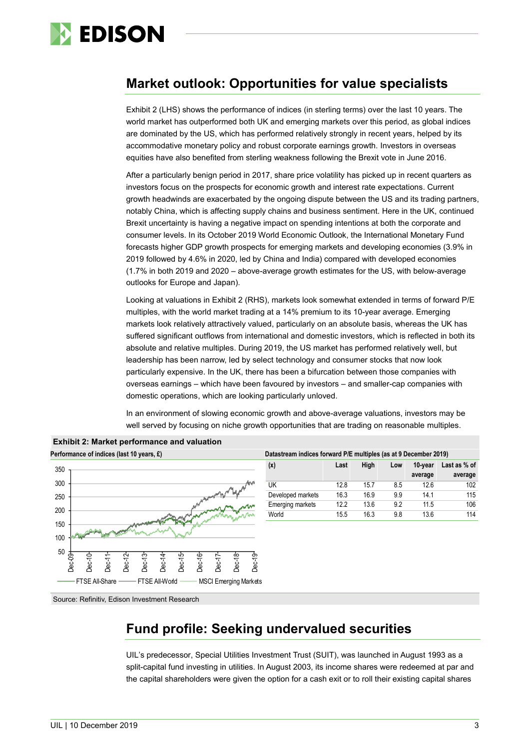## Market outlook: Opportunities for value specialists

Exhibit 2 (LHS) shows the performance of indices (in sterling terms) over the last 10 years. The world market has outperformed both UK and emerging markets over this period, as global indices are dominated by the US, which has performed relatively strongly in recent years, helped by its accommodative monetary policy and robust corporate earnings growth. Investors in overseas equities have also benefited from sterling weakness following the Brexit vote in June 2016.

After a particularly benign period in 2017, share price volatility has picked up in recent quarters as investors focus on the prospects for economic growth and interest rate expectations. Current growth headwinds are exacerbated by the ongoing dispute between the US and its trading partners, notably China, which is affecting supply chains and business sentiment. Here in the UK, continued Brexit uncertainty is having a negative impact on spending intentions at both the corporate and consumer levels. In its October 2019 World Economic Outlook, the International Monetary Fund forecasts higher GDP growth prospects for emerging markets and developing economies (3.9% in 2019 followed by 4.6% in 2020, led by China and India) compared with developed economies (1.7% in both 2019 and 2020 – above-average growth estimates for the US, with below-average outlooks for Europe and Japan).

Looking at valuations in Exhibit 2 (RHS), markets look somewhat extended in terms of forward P/E multiples, with the world market trading at a 14% premium to its 10-year average. Emerging markets look relatively attractively valued, particularly on an absolute basis, whereas the UK has suffered significant outflows from international and domestic investors, which is reflected in both its absolute and relative multiples. During 2019, the US market has performed relatively well, but leadership has been narrow, led by select technology and consumer stocks that now look particularly expensive. In the UK, there has been a bifurcation between those companies with overseas earnings – which have been favoured by investors – and smaller-cap companies with domestic operations, which are looking particularly unloved.

In an environment of slowing economic growth and above-average valuations, investors may be well served by focusing on niche growth opportunities that are trading on reasonable multiples.

**Exhibit 2: Market performance and valuation**

**Performance of indices (last 10 years, £)**

FTSE All-Share, FTSE All-World, MSCI Emerging Markets (Dec-09 to Dec-19)

**Datastream indices forward P/E multiples (as at 9 December 2019)**

| (x) | Last | High | Low | 10-year average | Last as % of average |
|---|---|---|---|---|---|
| UK | 12.8 | 15.7 | 8.5 | 12.6 | 102 |
| Developed markets | 16.3 | 16.9 | 9.9 | 14.1 | 115 |
| Emerging markets | 12.2 | 13.6 | 9.2 | 11.5 | 106 |
| World | 15.5 | 16.3 | 9.8 | 13.6 | 114 |

Source: Refinitiv, Edison Investment Research

## Fund profile: Seeking undervalued securities

UIL's predecessor, Special Utilities Investment Trust (SUIT), was launched in August 1993 as a split-capital fund investing in utilities. In August 2003, its income shares were redeemed at par and the capital shareholders were given the option for a cash exit or to roll their existing capital shares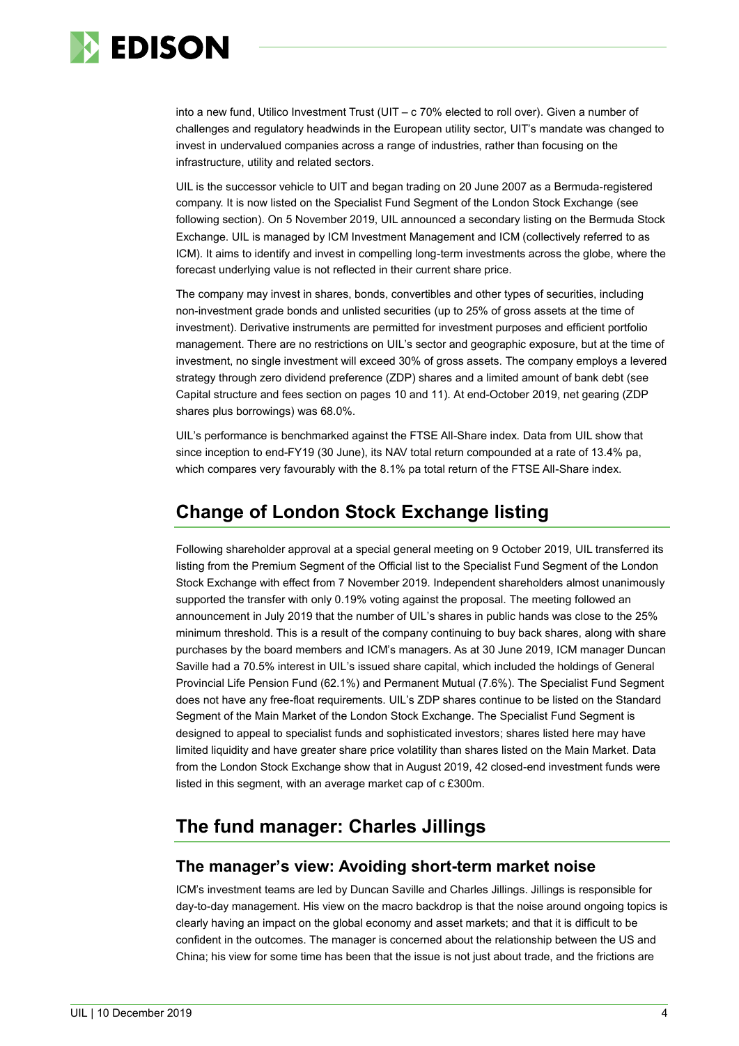into a new fund, Utilico Investment Trust (UIT – c 70% elected to roll over). Given a number of challenges and regulatory headwinds in the European utility sector, UIT's mandate was changed to invest in undervalued companies across a range of industries, rather than focusing on the infrastructure, utility and related sectors.

UIL is the successor vehicle to UIT and began trading on 20 June 2007 as a Bermuda-registered company. It is now listed on the Specialist Fund Segment of the London Stock Exchange (see following section). On 5 November 2019, UIL announced a secondary listing on the Bermuda Stock Exchange. UIL is managed by ICM Investment Management and ICM (collectively referred to as ICM). It aims to identify and invest in compelling long-term investments across the globe, where the forecast underlying value is not reflected in their current share price.

The company may invest in shares, bonds, convertibles and other types of securities, including non-investment grade bonds and unlisted securities (up to 25% of gross assets at the time of investment). Derivative instruments are permitted for investment purposes and efficient portfolio management. There are no restrictions on UIL's sector and geographic exposure, but at the time of investment, no single investment will exceed 30% of gross assets. The company employs a levered strategy through zero dividend preference (ZDP) shares and a limited amount of bank debt (see Capital structure and fees section on pages 10 and 11). At end-October 2019, net gearing (ZDP shares plus borrowings) was 68.0%.

UIL's performance is benchmarked against the FTSE All-Share index. Data from UIL show that since inception to end-FY19 (30 June), its NAV total return compounded at a rate of 13.4% pa, which compares very favourably with the 8.1% pa total return of the FTSE All-Share index.

## Change of London Stock Exchange listing

Following shareholder approval at a special general meeting on 9 October 2019, UIL transferred its listing from the Premium Segment of the Official list to the Specialist Fund Segment of the London Stock Exchange with effect from 7 November 2019. Independent shareholders almost unanimously supported the transfer with only 0.19% voting against the proposal. The meeting followed an announcement in July 2019 that the number of UIL's shares in public hands was close to the 25% minimum threshold. This is a result of the company continuing to buy back shares, along with share purchases by the board members and ICM's managers. As at 30 June 2019, ICM manager Duncan Saville had a 70.5% interest in UIL's issued share capital, which included the holdings of General Provincial Life Pension Fund (62.1%) and Permanent Mutual (7.6%). The Specialist Fund Segment does not have any free-float requirements. UIL's ZDP shares continue to be listed on the Standard Segment of the Main Market of the London Stock Exchange. The Specialist Fund Segment is designed to appeal to specialist funds and sophisticated investors; shares listed here may have limited liquidity and have greater share price volatility than shares listed on the Main Market. Data from the London Stock Exchange show that in August 2019, 42 closed-end investment funds were listed in this segment, with an average market cap of c £300m.

## The fund manager: Charles Jillings

### The manager's view: Avoiding short-term market noise

ICM's investment teams are led by Duncan Saville and Charles Jillings. Jillings is responsible for day-to-day management. His view on the macro backdrop is that the noise around ongoing topics is clearly having an impact on the global economy and asset markets; and that it is difficult to be confident in the outcomes. The manager is concerned about the relationship between the US and China; his view for some time has been that the issue is not just about trade, and the frictions are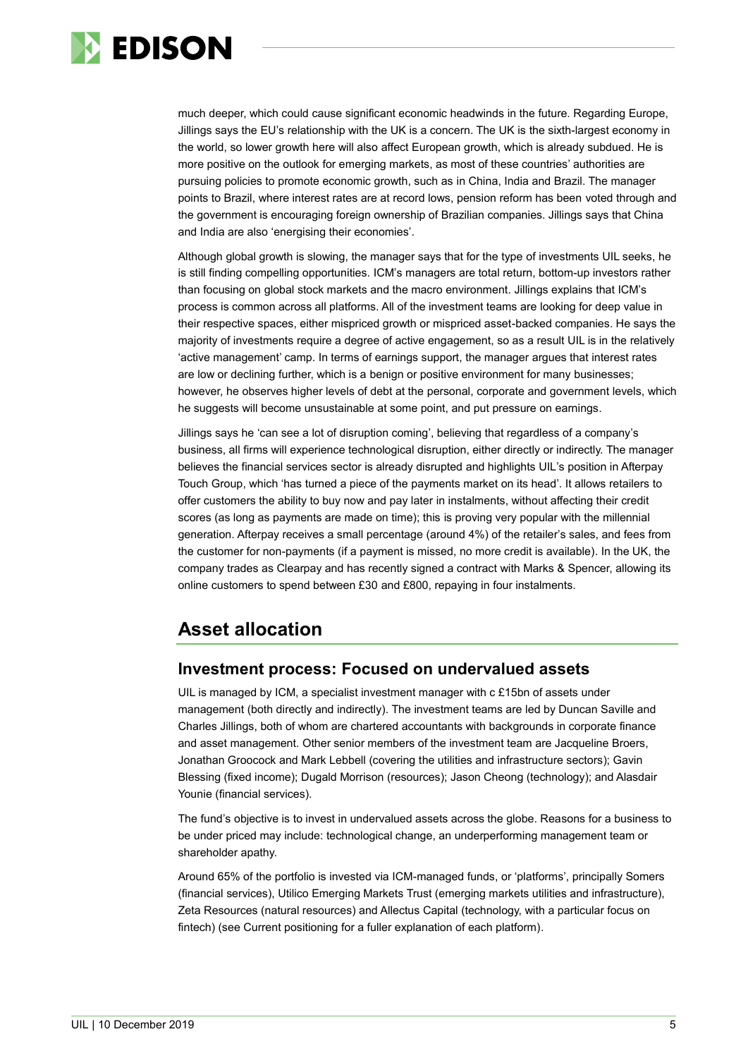much deeper, which could cause significant economic headwinds in the future. Regarding Europe, Jillings says the EU's relationship with the UK is a concern. The UK is the sixth-largest economy in the world, so lower growth here will also affect European growth, which is already subdued. He is more positive on the outlook for emerging markets, as most of these countries' authorities are pursuing policies to promote economic growth, such as in China, India and Brazil. The manager points to Brazil, where interest rates are at record lows, pension reform has been voted through and the government is encouraging foreign ownership of Brazilian companies. Jillings says that China and India are also 'energising their economies'.

Although global growth is slowing, the manager says that for the type of investments UIL seeks, he is still finding compelling opportunities. ICM's managers are total return, bottom-up investors rather than focusing on global stock markets and the macro environment. Jillings explains that ICM's process is common across all platforms. All of the investment teams are looking for deep value in their respective spaces, either mispriced growth or mispriced asset-backed companies. He says the majority of investments require a degree of active engagement, so as a result UIL is in the relatively 'active management' camp. In terms of earnings support, the manager argues that interest rates are low or declining further, which is a benign or positive environment for many businesses; however, he observes higher levels of debt at the personal, corporate and government levels, which he suggests will become unsustainable at some point, and put pressure on earnings.

Jillings says he 'can see a lot of disruption coming', believing that regardless of a company's business, all firms will experience technological disruption, either directly or indirectly. The manager believes the financial services sector is already disrupted and highlights UIL's position in Afterpay Touch Group, which 'has turned a piece of the payments market on its head'. It allows retailers to offer customers the ability to buy now and pay later in instalments, without affecting their credit scores (as long as payments are made on time); this is proving very popular with the millennial generation. Afterpay receives a small percentage (around 4%) of the retailer's sales, and fees from the customer for non-payments (if a payment is missed, no more credit is available). In the UK, the company trades as Clearpay and has recently signed a contract with Marks & Spencer, allowing its online customers to spend between £30 and £800, repaying in four instalments.

## Asset allocation

### Investment process: Focused on undervalued assets

UIL is managed by ICM, a specialist investment manager with c £15bn of assets under management (both directly and indirectly). The investment teams are led by Duncan Saville and Charles Jillings, both of whom are chartered accountants with backgrounds in corporate finance and asset management. Other senior members of the investment team are Jacqueline Broers, Jonathan Groocock and Mark Lebbell (covering the utilities and infrastructure sectors); Gavin Blessing (fixed income); Dugald Morrison (resources); Jason Cheong (technology); and Alasdair Younie (financial services).

The fund's objective is to invest in undervalued assets across the globe. Reasons for a business to be under priced may include: technological change, an underperforming management team or shareholder apathy.

Around 65% of the portfolio is invested via ICM-managed funds, or 'platforms', principally Somers (financial services), Utilico Emerging Markets Trust (emerging markets utilities and infrastructure), Zeta Resources (natural resources) and Allectus Capital (technology, with a particular focus on fintech) (see Current positioning for a fuller explanation of each platform).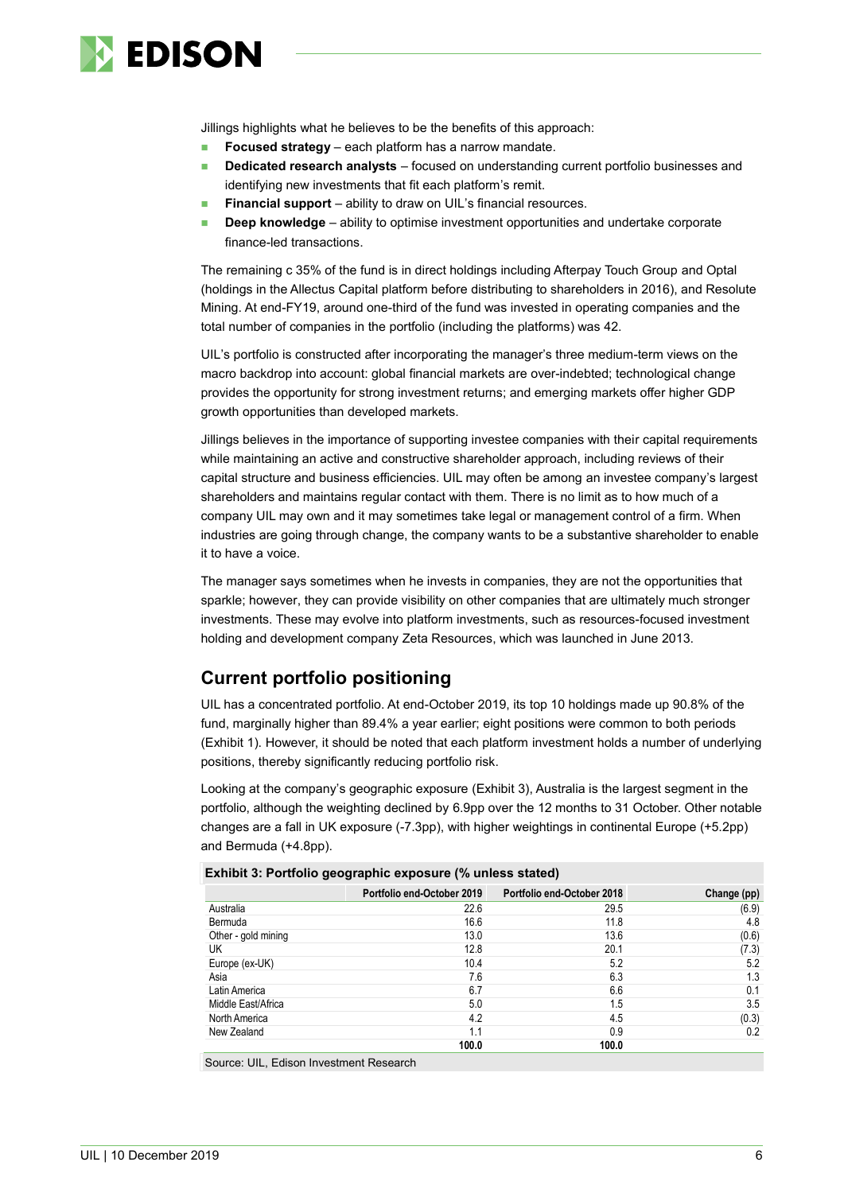Jillings highlights what he believes to be the benefits of this approach:

- **Focused strategy** – each platform has a narrow mandate.
- **Dedicated research analysts** – focused on understanding current portfolio businesses and identifying new investments that fit each platform's remit.
- **Financial support** – ability to draw on UIL's financial resources.
- **Deep knowledge** – ability to optimise investment opportunities and undertake corporate finance-led transactions.

The remaining c 35% of the fund is in direct holdings including Afterpay Touch Group and Optal (holdings in the Allectus Capital platform before distributing to shareholders in 2016), and Resolute Mining. At end-FY19, around one-third of the fund was invested in operating companies and the total number of companies in the portfolio (including the platforms) was 42.

UIL's portfolio is constructed after incorporating the manager's three medium-term views on the macro backdrop into account: global financial markets are over-indebted; technological change provides the opportunity for strong investment returns; and emerging markets offer higher GDP growth opportunities than developed markets.

Jillings believes in the importance of supporting investee companies with their capital requirements while maintaining an active and constructive shareholder approach, including reviews of their capital structure and business efficiencies. UIL may often be among an investee company's largest shareholders and maintains regular contact with them. There is no limit as to how much of a company UIL may own and it may sometimes take legal or management control of a firm. When industries are going through change, the company wants to be a substantive shareholder to enable it to have a voice.

The manager says sometimes when he invests in companies, they are not the opportunities that sparkle; however, they can provide visibility on other companies that are ultimately much stronger investments. These may evolve into platform investments, such as resources-focused investment holding and development company Zeta Resources, which was launched in June 2013.

## Current portfolio positioning

UIL has a concentrated portfolio. At end-October 2019, its top 10 holdings made up 90.8% of the fund, marginally higher than 89.4% a year earlier; eight positions were common to both periods (Exhibit 1). However, it should be noted that each platform investment holds a number of underlying positions, thereby significantly reducing portfolio risk.

Looking at the company's geographic exposure (Exhibit 3), Australia is the largest segment in the portfolio, although the weighting declined by 6.9pp over the 12 months to 31 October. Other notable changes are a fall in UK exposure (-7.3pp), with higher weightings in continental Europe (+5.2pp) and Bermuda (+4.8pp).

**Exhibit 3: Portfolio geographic exposure (% unless stated)**

| | Portfolio end-October 2019 | Portfolio end-October 2018 | Change (pp) |
|---|---|---|---|
| Australia | 22.6 | 29.5 | (6.9) |
| Bermuda | 16.6 | 11.8 | 4.8 |
| Other - gold mining | 13.0 | 13.6 | (0.6) |
| UK | 12.8 | 20.1 | (7.3) |
| Europe (ex-UK) | 10.4 | 5.2 | 5.2 |
| Asia | 7.6 | 6.3 | 1.3 |
| Latin America | 6.7 | 6.6 | 0.1 |
| Middle East/Africa | 5.0 | 1.5 | 3.5 |
| North America | 4.2 | 4.5 | (0.3) |
| New Zealand | 1.1 | 0.9 | 0.2 |
| | **100.0** | **100.0** | |

Source: UIL, Edison Investment Research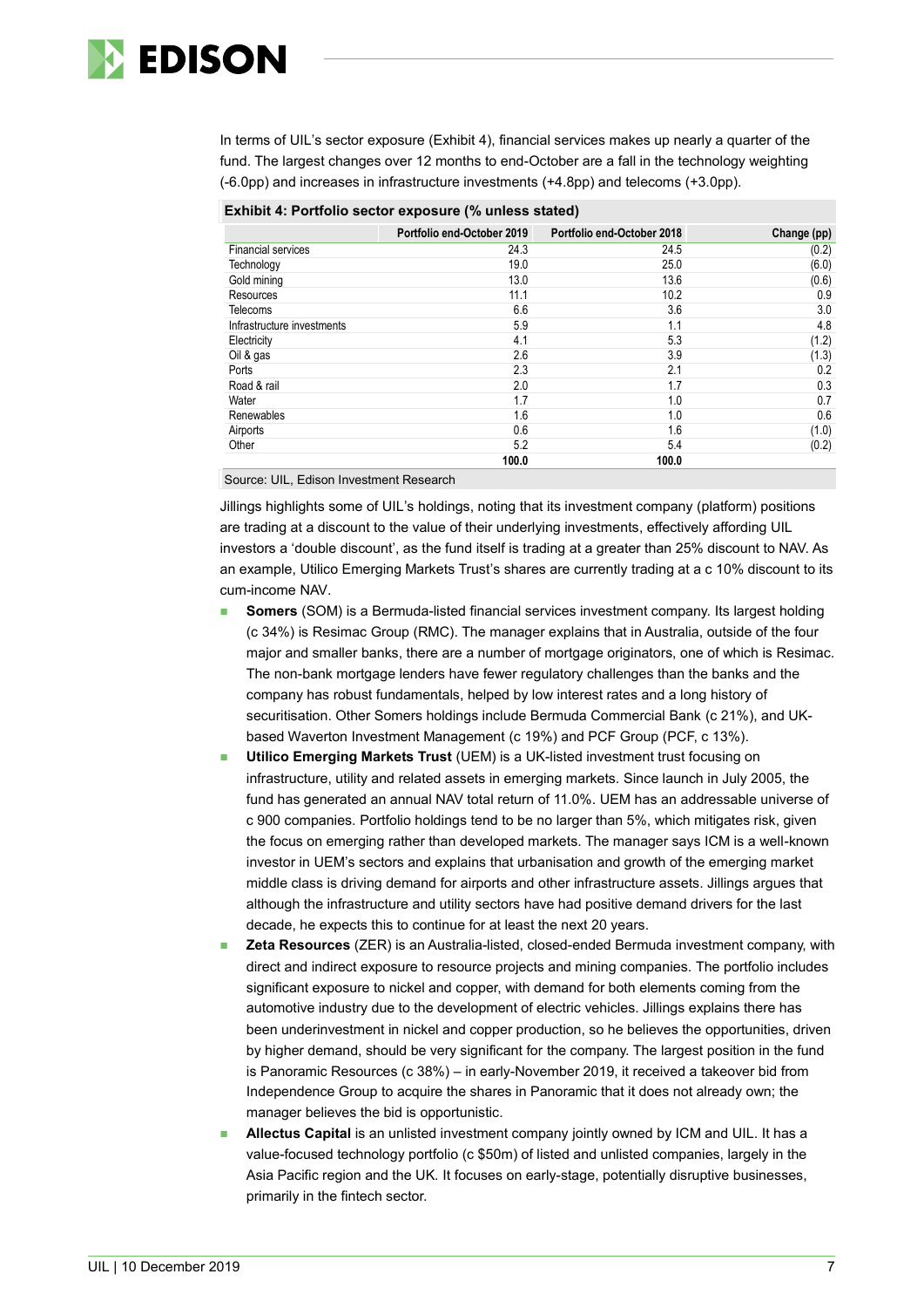In terms of UIL's sector exposure (Exhibit 4), financial services makes up nearly a quarter of the fund. The largest changes over 12 months to end-October are a fall in the technology weighting (-6.0pp) and increases in infrastructure investments (+4.8pp) and telecoms (+3.0pp).

**Exhibit 4: Portfolio sector exposure (% unless stated)**

| | Portfolio end-October 2019 | Portfolio end-October 2018 | Change (pp) |
|---|---|---|---|
| Financial services | 24.3 | 24.5 | (0.2) |
| Technology | 19.0 | 25.0 | (6.0) |
| Gold mining | 13.0 | 13.6 | (0.6) |
| Resources | 11.1 | 10.2 | 0.9 |
| Telecoms | 6.6 | 3.6 | 3.0 |
| Infrastructure investments | 5.9 | 1.1 | 4.8 |
| Electricity | 4.1 | 5.3 | (1.2) |
| Oil & gas | 2.6 | 3.9 | (1.3) |
| Ports | 2.3 | 2.1 | 0.2 |
| Road & rail | 2.0 | 1.7 | 0.3 |
| Water | 1.7 | 1.0 | 0.7 |
| Renewables | 1.6 | 1.0 | 0.6 |
| Airports | 0.6 | 1.6 | (1.0) |
| Other | 5.2 | 5.4 | (0.2) |
| | **100.0** | **100.0** | |

Source: UIL, Edison Investment Research

Jillings highlights some of UIL's holdings, noting that its investment company (platform) positions are trading at a discount to the value of their underlying investments, effectively affording UIL investors a 'double discount', as the fund itself is trading at a greater than 25% discount to NAV. As an example, Utilico Emerging Markets Trust's shares are currently trading at a c 10% discount to its cum-income NAV.

- **Somers** (SOM) is a Bermuda-listed financial services investment company. Its largest holding (c 34%) is Resimac Group (RMC). The manager explains that in Australia, outside of the four major and smaller banks, there are a number of mortgage originators, one of which is Resimac. The non-bank mortgage lenders have fewer regulatory challenges than the banks and the company has robust fundamentals, helped by low interest rates and a long history of securitisation. Other Somers holdings include Bermuda Commercial Bank (c 21%), and UK-based Waverton Investment Management (c 19%) and PCF Group (PCF, c 13%).
- **Utilico Emerging Markets Trust** (UEM) is a UK-listed investment trust focusing on infrastructure, utility and related assets in emerging markets. Since launch in July 2005, the fund has generated an annual NAV total return of 11.0%. UEM has an addressable universe of c 900 companies. Portfolio holdings tend to be no larger than 5%, which mitigates risk, given the focus on emerging rather than developed markets. The manager says ICM is a well-known investor in UEM's sectors and explains that urbanisation and growth of the emerging market middle class is driving demand for airports and other infrastructure assets. Jillings argues that although the infrastructure and utility sectors have had positive demand drivers for the last decade, he expects this to continue for at least the next 20 years.
- **Zeta Resources** (ZER) is an Australia-listed, closed-ended Bermuda investment company, with direct and indirect exposure to resource projects and mining companies. The portfolio includes significant exposure to nickel and copper, with demand for both elements coming from the automotive industry due to the development of electric vehicles. Jillings explains there has been underinvestment in nickel and copper production, so he believes the opportunities, driven by higher demand, should be very significant for the company. The largest position in the fund is Panoramic Resources (c 38%) – in early-November 2019, it received a takeover bid from Independence Group to acquire the shares in Panoramic that it does not already own; the manager believes the bid is opportunistic.
- **Allectus Capital** is an unlisted investment company jointly owned by ICM and UIL. It has a value-focused technology portfolio (c $50m) of listed and unlisted companies, largely in the Asia Pacific region and the UK. It focuses on early-stage, potentially disruptive businesses, primarily in the fintech sector.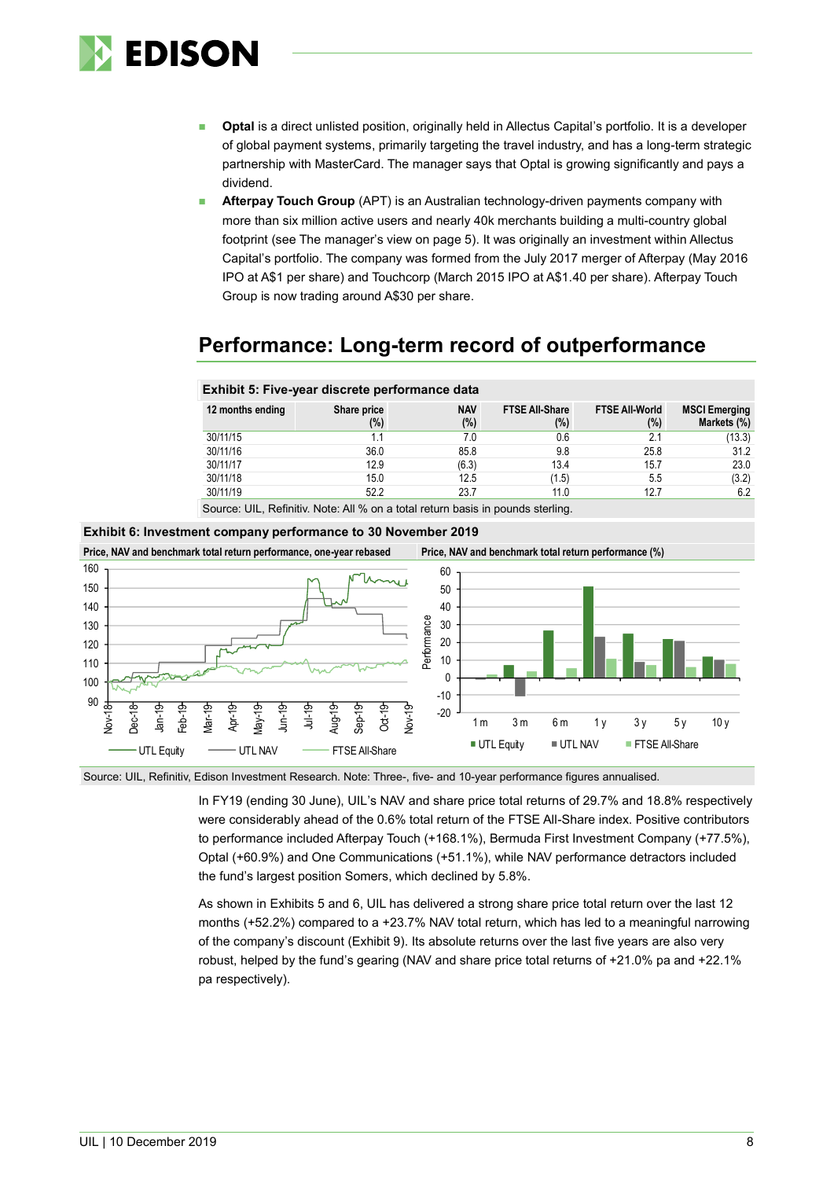- **Optal** is a direct unlisted position, originally held in Allectus Capital's portfolio. It is a developer of global payment systems, primarily targeting the travel industry, and has a long-term strategic partnership with MasterCard. The manager says that Optal is growing significantly and pays a dividend.
- **Afterpay Touch Group** (APT) is an Australian technology-driven payments company with more than six million active users and nearly 40k merchants building a multi-country global footprint (see The manager's view on page 5). It was originally an investment within Allectus Capital's portfolio. The company was formed from the July 2017 merger of Afterpay (May 2016 IPO at A$1 per share) and Touchcorp (March 2015 IPO at A$1.40 per share). Afterpay Touch Group is now trading around A$30 per share.

## Performance: Long-term record of outperformance

**Exhibit 5: Five-year discrete performance data**

| 12 months ending | Share price (%) | NAV (%) | FTSE All-Share (%) | FTSE All-World (%) | MSCI Emerging Markets (%) |
|---|---|---|---|---|---|
| 30/11/15 | 1.1 | 7.0 | 0.6 | 2.1 | (13.3) |
| 30/11/16 | 36.0 | 85.8 | 9.8 | 25.8 | 31.2 |
| 30/11/17 | 12.9 | (6.3) | 13.4 | 15.7 | 23.0 |
| 30/11/18 | 15.0 | 12.5 | (1.5) | 5.5 | (3.2) |
| 30/11/19 | 52.2 | 23.7 | 11.0 | 12.7 | 6.2 |

Source: UIL, Refinitiv. Note: All % on a total return basis in pounds sterling.

**Exhibit 6: Investment company performance to 30 November 2019**

Price, NAV and benchmark total return performance, one-year rebased

Price, NAV and benchmark total return performance (%)

Source: UIL, Refinitiv, Edison Investment Research. Note: Three-, five- and 10-year performance figures annualised.

In FY19 (ending 30 June), UIL's NAV and share price total returns of 29.7% and 18.8% respectively were considerably ahead of the 0.6% total return of the FTSE All-Share index. Positive contributors to performance included Afterpay Touch (+168.1%), Bermuda First Investment Company (+77.5%), Optal (+60.9%) and One Communications (+51.1%), while NAV performance detractors included the fund's largest position Somers, which declined by 5.8%.

As shown in Exhibits 5 and 6, UIL has delivered a strong share price total return over the last 12 months (+52.2%) compared to a +23.7% NAV total return, which has led to a meaningful narrowing of the company's discount (Exhibit 9). Its absolute returns over the last five years are also very robust, helped by the fund's gearing (NAV and share price total returns of +21.0% pa and +22.1% pa respectively).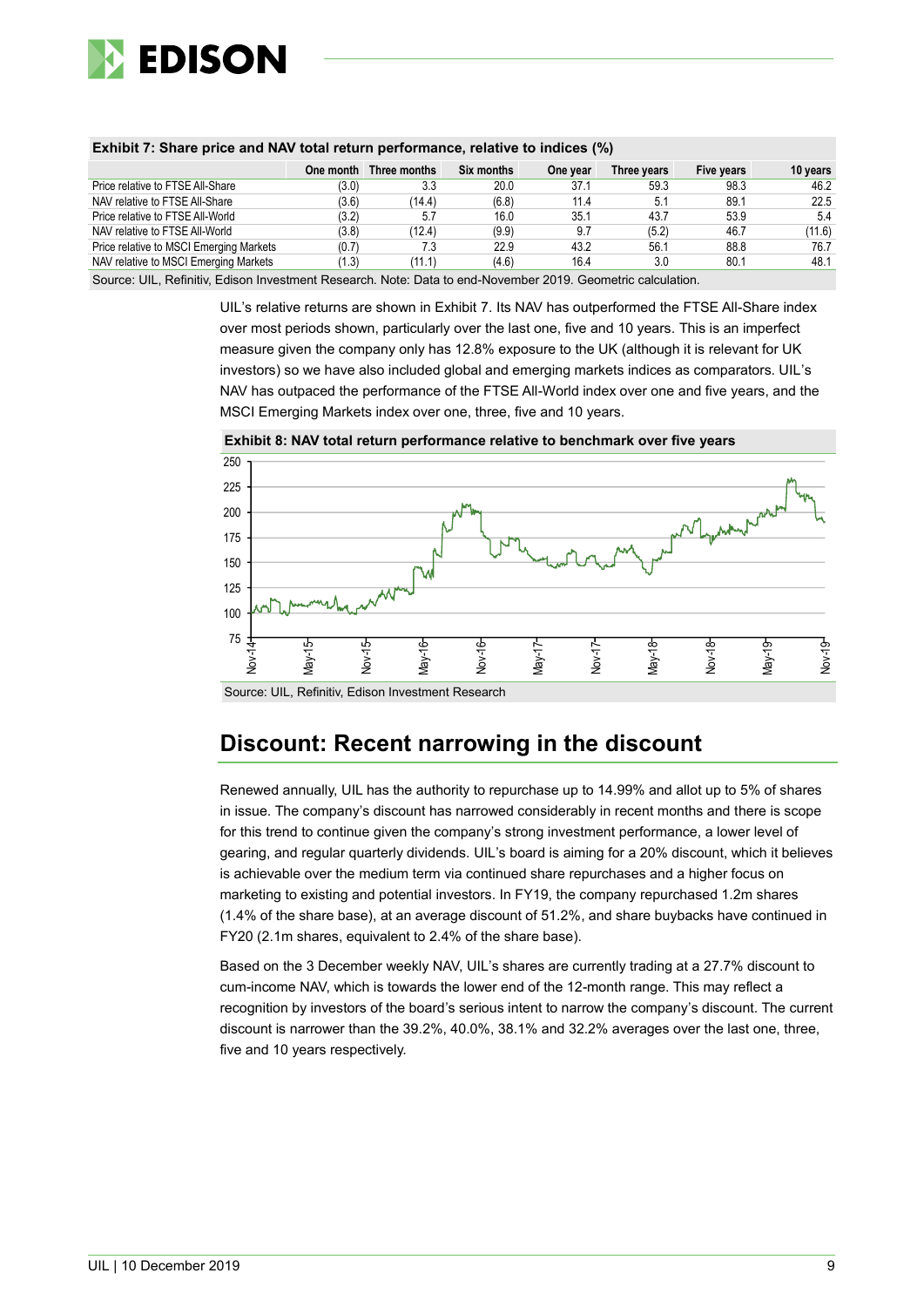**Exhibit 7: Share price and NAV total return performance, relative to indices (%)**

| | One month | Three months | Six months | One year | Three years | Five years | 10 years |
|---|---|---|---|---|---|---|---|
| Price relative to FTSE All-Share | (3.0) | 3.3 | 20.0 | 37.1 | 59.3 | 98.3 | 46.2 |
| NAV relative to FTSE All-Share | (3.6) | (14.4) | (6.8) | 11.4 | 5.1 | 89.1 | 22.5 |
| Price relative to FTSE All-World | (3.2) | 5.7 | 16.0 | 35.1 | 43.7 | 53.9 | 5.4 |
| NAV relative to FTSE All-World | (3.8) | (12.4) | (9.9) | 9.7 | (5.2) | 46.7 | (11.6) |
| Price relative to MSCI Emerging Markets | (0.7) | 7.3 | 22.9 | 43.2 | 56.1 | 88.8 | 76.7 |
| NAV relative to MSCI Emerging Markets | (1.3) | (11.1) | (4.6) | 16.4 | 3.0 | 80.1 | 48.1 |

Source: UIL, Refinitiv, Edison Investment Research. Note: Data to end-November 2019. Geometric calculation.

UIL's relative returns are shown in Exhibit 7. Its NAV has outperformed the FTSE All-Share index over most periods shown, particularly over the last one, five and 10 years. This is an imperfect measure given the company only has 12.8% exposure to the UK (although it is relevant for UK investors) so we have also included global and emerging markets indices as comparators. UIL's NAV has outpaced the performance of the FTSE All-World index over one and five years, and the MSCI Emerging Markets index over one, three, five and 10 years.

**Exhibit 8: NAV total return performance relative to benchmark over five years**

Source: UIL, Refinitiv, Edison Investment Research

## Discount: Recent narrowing in the discount

Renewed annually, UIL has the authority to repurchase up to 14.99% and allot up to 5% of shares in issue. The company's discount has narrowed considerably in recent months and there is scope for this trend to continue given the company's strong investment performance, a lower level of gearing, and regular quarterly dividends. UIL's board is aiming for a 20% discount, which it believes is achievable over the medium term via continued share repurchases and a higher focus on marketing to existing and potential investors. In FY19, the company repurchased 1.2m shares (1.4% of the share base), at an average discount of 51.2%, and share buybacks have continued in FY20 (2.1m shares, equivalent to 2.4% of the share base).

Based on the 3 December weekly NAV, UIL's shares are currently trading at a 27.7% discount to cum-income NAV, which is towards the lower end of the 12-month range. This may reflect a recognition by investors of the board's serious intent to narrow the company's discount. The current discount is narrower than the 39.2%, 40.0%, 38.1% and 32.2% averages over the last one, three, five and 10 years respectively.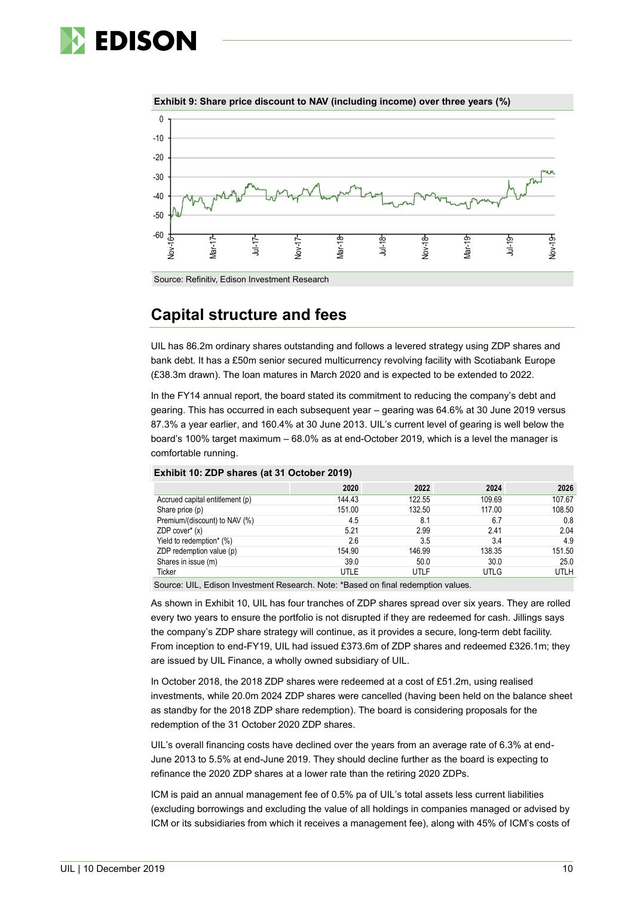**Exhibit 9: Share price discount to NAV (including income) over three years (%)**

Source: Refinitiv, Edison Investment Research

## Capital structure and fees

UIL has 86.2m ordinary shares outstanding and follows a levered strategy using ZDP shares and bank debt. It has a £50m senior secured multicurrency revolving facility with Scotiabank Europe (£38.3m drawn). The loan matures in March 2020 and is expected to be extended to 2022.

In the FY14 annual report, the board stated its commitment to reducing the company's debt and gearing. This has occurred in each subsequent year – gearing was 64.6% at 30 June 2019 versus 87.3% a year earlier, and 160.4% at 30 June 2013. UIL's current level of gearing is well below the board's 100% target maximum – 68.0% as at end-October 2019, which is a level the manager is comfortably running.

**Exhibit 10: ZDP shares (at 31 October 2019)**

| | 2020 | 2022 | 2024 | 2026 |
|---|---|---|---|---|
| Accrued capital entitlement (p) | 144.43 | 122.55 | 109.69 | 107.67 |
| Share price (p) | 151.00 | 132.50 | 117.00 | 108.50 |
| Premium/(discount) to NAV (%) | 4.5 | 8.1 | 6.7 | 0.8 |
| ZDP cover* (x) | 5.21 | 2.99 | 2.41 | 2.04 |
| Yield to redemption* (%) | 2.6 | 3.5 | 3.4 | 4.9 |
| ZDP redemption value (p) | 154.90 | 146.99 | 138.35 | 151.50 |
| Shares in issue (m) | 39.0 | 50.0 | 30.0 | 25.0 |
| Ticker | UTLE | UTLF | UTLG | UTLH |

Source: UIL, Edison Investment Research. Note: *Based on final redemption values.

As shown in Exhibit 10, UIL has four tranches of ZDP shares spread over six years. They are rolled every two years to ensure the portfolio is not disrupted if they are redeemed for cash. Jillings says the company's ZDP share strategy will continue, as it provides a secure, long-term debt facility. From inception to end-FY19, UIL had issued £373.6m of ZDP shares and redeemed £326.1m; they are issued by UIL Finance, a wholly owned subsidiary of UIL.

In October 2018, the 2018 ZDP shares were redeemed at a cost of £51.2m, using realised investments, while 20.0m 2024 ZDP shares were cancelled (having been held on the balance sheet as standby for the 2018 ZDP share redemption). The board is considering proposals for the redemption of the 31 October 2020 ZDP shares.

UIL's overall financing costs have declined over the years from an average rate of 6.3% at end-June 2013 to 5.5% at end-June 2019. They should decline further as the board is expecting to refinance the 2020 ZDP shares at a lower rate than the retiring 2020 ZDPs.

ICM is paid an annual management fee of 0.5% pa of UIL's total assets less current liabilities (excluding borrowings and excluding the value of all holdings in companies managed or advised by ICM or its subsidiaries from which it receives a management fee), along with 45% of ICM's costs of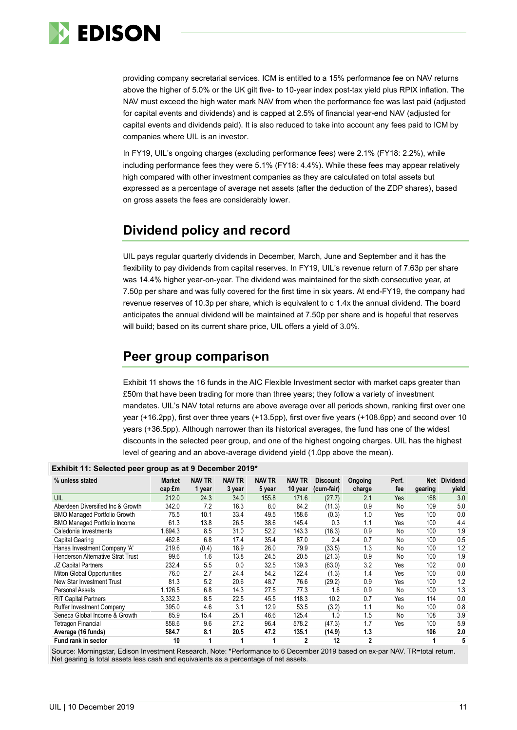providing company secretarial services. ICM is entitled to a 15% performance fee on NAV returns above the higher of 5.0% or the UK gilt five- to 10-year index post-tax yield plus RPIX inflation. The NAV must exceed the high water mark NAV from when the performance fee was last paid (adjusted for capital events and dividends) and is capped at 2.5% of financial year-end NAV (adjusted for capital events and dividends paid). It is also reduced to take into account any fees paid to ICM by companies where UIL is an investor.

In FY19, UIL's ongoing charges (excluding performance fees) were 2.1% (FY18: 2.2%), while including performance fees they were 5.1% (FY18: 4.4%). While these fees may appear relatively high compared with other investment companies as they are calculated on total assets but expressed as a percentage of average net assets (after the deduction of the ZDP shares), based on gross assets the fees are considerably lower.

## Dividend policy and record

UIL pays regular quarterly dividends in December, March, June and September and it has the flexibility to pay dividends from capital reserves. In FY19, UIL's revenue return of 7.63p per share was 14.4% higher year-on-year. The dividend was maintained for the sixth consecutive year, at 7.50p per share and was fully covered for the first time in six years. At end-FY19, the company had revenue reserves of 10.3p per share, which is equivalent to c 1.4x the annual dividend. The board anticipates the annual dividend will be maintained at 7.50p per share and is hopeful that reserves will build; based on its current share price, UIL offers a yield of 3.0%.

## Peer group comparison

Exhibit 11 shows the 16 funds in the AIC Flexible Investment sector with market caps greater than £50m that have been trading for more than three years; they follow a variety of investment mandates. UIL's NAV total returns are above average over all periods shown, ranking first over one year (+16.2pp), first over three years (+13.5pp), first over five years (+108.6pp) and second over 10 years (+36.5pp). Although narrower than its historical averages, the fund has one of the widest discounts in the selected peer group, and one of the highest ongoing charges. UIL has the highest level of gearing and an above-average dividend yield (1.0pp above the mean).

**Exhibit 11: Selected peer group as at 9 December 2019***

| % unless stated | Market cap £m | NAV TR 1 year | NAV TR 3 year | NAV TR 5 year | NAV TR 10 year | Discount (cum-fair) | Ongoing charge | Perf. fee | Net gearing | Dividend yield |
|---|---|---|---|---|---|---|---|---|---|---|
| UIL | 212.0 | 24.3 | 34.0 | 155.8 | 171.6 | (27.7) | 2.1 | Yes | 168 | 3.0 |
| Aberdeen Diversified Inc & Growth | 342.0 | 7.2 | 16.3 | 8.0 | 64.2 | (11.3) | 0.9 | No | 109 | 5.0 |
| BMO Managed Portfolio Growth | 75.5 | 10.1 | 33.4 | 49.5 | 158.6 | (0.3) | 1.0 | Yes | 100 | 0.0 |
| BMO Managed Portfolio Income | 61.3 | 13.8 | 26.5 | 38.6 | 145.4 | 0.3 | 1.1 | Yes | 100 | 4.4 |
| Caledonia Investments | 1,694.3 | 8.5 | 31.0 | 52.2 | 143.3 | (16.3) | 0.9 | No | 100 | 1.9 |
| Capital Gearing | 462.8 | 6.8 | 17.4 | 35.4 | 87.0 | 2.4 | 0.7 | No | 100 | 0.5 |
| Hansa Investment Company 'A' | 219.6 | (0.4) | 18.9 | 26.0 | 79.9 | (33.5) | 1.3 | No | 100 | 1.2 |
| Henderson Alternative Strat Trust | 99.6 | 1.6 | 13.8 | 24.5 | 20.5 | (21.3) | 0.9 | No | 100 | 1.9 |
| JZ Capital Partners | 232.4 | 5.5 | 0.0 | 32.5 | 139.3 | (63.0) | 3.2 | Yes | 102 | 0.0 |
| Miton Global Opportunities | 76.0 | 2.7 | 24.4 | 54.2 | 122.4 | (1.3) | 1.4 | Yes | 100 | 0.0 |
| New Star Investment Trust | 81.3 | 5.2 | 20.6 | 48.7 | 76.6 | (29.2) | 0.9 | Yes | 100 | 1.2 |
| Personal Assets | 1,126.5 | 6.8 | 14.3 | 27.5 | 77.3 | 1.6 | 0.9 | No | 100 | 1.3 |
| RIT Capital Partners | 3,332.3 | 8.5 | 22.5 | 45.5 | 118.3 | 10.2 | 0.7 | Yes | 114 | 0.0 |
| Ruffer Investment Company | 395.0 | 4.6 | 3.1 | 12.9 | 53.5 | (3.2) | 1.1 | No | 100 | 0.8 |
| Seneca Global Income & Growth | 85.9 | 15.4 | 25.1 | 46.6 | 125.4 | 1.0 | 1.5 | No | 108 | 3.9 |
| Tetragon Financial | 858.6 | 9.6 | 27.2 | 96.4 | 578.2 | (47.3) | 1.7 | Yes | 100 | 5.9 |
| **Average (16 funds)** | **584.7** | **8.1** | **20.5** | **47.2** | **135.1** | **(14.9)** | **1.3** | | **106** | **2.0** |
| **Fund rank in sector** | **10** | **1** | **1** | **1** | **2** | **12** | **2** | | **1** | **5** |

Source: Morningstar, Edison Investment Research. Note: *Performance to 6 December 2019 based on ex-par NAV. TR=total return. Net gearing is total assets less cash and equivalents as a percentage of net assets.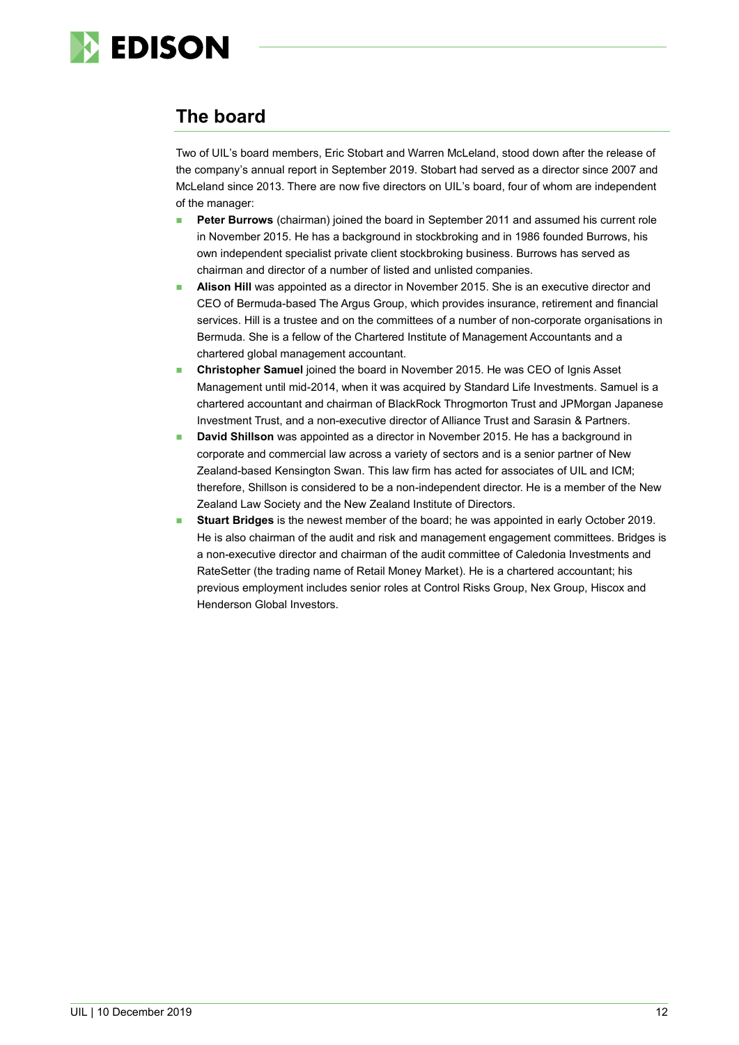## The board

Two of UIL's board members, Eric Stobart and Warren McLeland, stood down after the release of the company's annual report in September 2019. Stobart had served as a director since 2007 and McLeland since 2013. There are now five directors on UIL's board, four of whom are independent of the manager:

- **Peter Burrows** (chairman) joined the board in September 2011 and assumed his current role in November 2015. He has a background in stockbroking and in 1986 founded Burrows, his own independent specialist private client stockbroking business. Burrows has served as chairman and director of a number of listed and unlisted companies.
- **Alison Hill** was appointed as a director in November 2015. She is an executive director and CEO of Bermuda-based The Argus Group, which provides insurance, retirement and financial services. Hill is a trustee and on the committees of a number of non-corporate organisations in Bermuda. She is a fellow of the Chartered Institute of Management Accountants and a chartered global management accountant.
- **Christopher Samuel** joined the board in November 2015. He was CEO of Ignis Asset Management until mid-2014, when it was acquired by Standard Life Investments. Samuel is a chartered accountant and chairman of BlackRock Throgmorton Trust and JPMorgan Japanese Investment Trust, and a non-executive director of Alliance Trust and Sarasin & Partners.
- **David Shillson** was appointed as a director in November 2015. He has a background in corporate and commercial law across a variety of sectors and is a senior partner of New Zealand-based Kensington Swan. This law firm has acted for associates of UIL and ICM; therefore, Shillson is considered to be a non-independent director. He is a member of the New Zealand Law Society and the New Zealand Institute of Directors.
- **Stuart Bridges** is the newest member of the board; he was appointed in early October 2019. He is also chairman of the audit and risk and management engagement committees. Bridges is a non-executive director and chairman of the audit committee of Caledonia Investments and RateSetter (the trading name of Retail Money Market). He is a chartered accountant; his previous employment includes senior roles at Control Risks Group, Nex Group, Hiscox and Henderson Global Investors.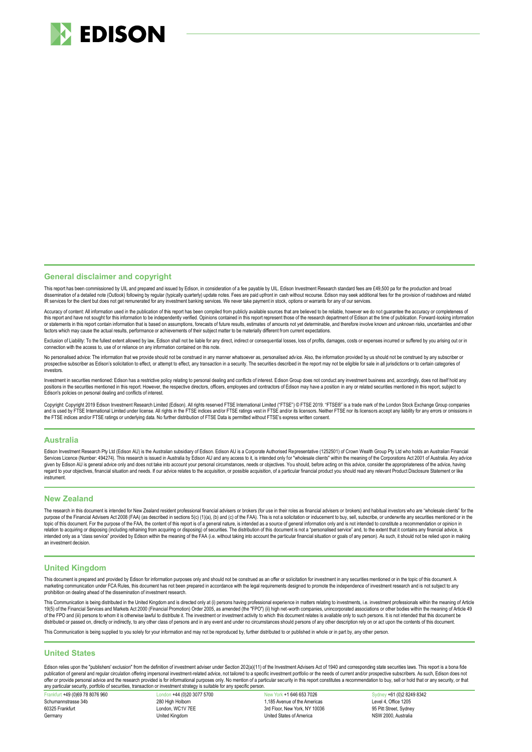## General disclaimer and copyright

This report has been commissioned by UIL and prepared and issued by Edison, in consideration of a fee payable by UIL. Edison Investment Research standard fees are £49,500 pa for the production and broad dissemination of a detailed note (Outlook) following by regular (typically quarterly) update notes. Fees are paid upfront in cash without recourse. Edison may seek additional fees for the provision of roadshows and related IR services for the client but does not get remunerated for any investment banking services. We never take payment in stock, options or warrants for any of our services.

Accuracy of content: All information used in the publication of this report has been compiled from publicly available sources that are believed to be reliable, however we do not guarantee the accuracy or completeness of this report and have not sought for this information to be independently verified. Opinions contained in this report represent those of the research department of Edison at the time of publication. Forward-looking information or statements in this report contain information that is based on assumptions, forecasts of future results, estimates of amounts not yet determinable, and therefore involve known and unknown risks, uncertainties and other factors which may cause the actual results, performance or achievements of their subject matter to be materially different from current expectations.

Exclusion of Liability: To the fullest extent allowed by law, Edison shall not be liable for any direct, indirect or consequential losses, loss of profits, damages, costs or expenses incurred or suffered by you arising out or in connection with the access to, use of or reliance on any information contained on this note.

No personalised advice: The information that we provide should not be construed in any manner whatsoever as, personalised advice. Also, the information provided by us should not be construed by any subscriber or prospective subscriber as Edison's solicitation to effect, or attempt to effect, any transaction in a security. The securities described in the report may not be eligible for sale in all jurisdictions or to certain categories of investors.

Investment in securities mentioned: Edison has a restrictive policy relating to personal dealing and conflicts of interest. Edison Group does not conduct any investment business and, accordingly, does not itself hold any positions in the securities mentioned in this report. However, the respective directors, officers, employees and contractors of Edison may have a position in any or related securities mentioned in this report, subject to Edison's policies on personal dealing and conflicts of interest.

Copyright: Copyright 2019 Edison Investment Research Limited (Edison). All rights reserved FTSE International Limited ("FTSE") © FTSE 2019. "FTSE®" is a trade mark of the London Stock Exchange Group companies and is used by FTSE International Limited under license. All rights in the FTSE indices and/or FTSE ratings vest in FTSE and/or its licensors. Neither FTSE nor its licensors accept any liability for any errors or omissions in the FTSE indices and/or FTSE ratings or underlying data. No further distribution of FTSE Data is permitted without FTSE's express written consent.

## Australia

Edison Investment Research Pty Ltd (Edison AU) is the Australian subsidiary of Edison. Edison AU is a Corporate Authorised Representative (1252501) of Crown Wealth Group Pty Ltd who holds an Australian Financial Services Licence (Number: 494274). This research is issued in Australia by Edison AU and any access to it, is intended only for "wholesale clients" within the meaning of the Corporations Act 2001 of Australia. Any advice given by Edison AU is general advice only and does not take into account your personal circumstances, needs or objectives. You should, before acting on this advice, consider the appropriateness of the advice, having regard to your objectives, financial situation and needs. If our advice relates to the acquisition, or possible acquisition, of a particular financial product you should read any relevant Product Disclosure Statement or like instrument.

## New Zealand

The research in this document is intended for New Zealand resident professional financial advisers or brokers (for use in their roles as financial advisers or brokers) and habitual investors who are "wholesale clients" for the purpose of the Financial Advisers Act 2008 (FAA) (as described in sections 5(c) (1)(a), (b) and (c) of the FAA). This is not a solicitation or inducement to buy, sell, subscribe, or underwrite any securities mentioned or in the topic of this document. For the purpose of the FAA, the content of this report is of a general nature, is intended as a source of general information only and is not intended to constitute a recommendation or opinion in relation to acquiring or disposing (including refraining from acquiring or disposing) of securities. The distribution of this document is not a "personalised service" and, to the extent that it contains any financial advice, is intended only as a "class service" provided by Edison within the meaning of the FAA (i.e. without taking into account the particular financial situation or goals of any person). As such, it should not be relied upon in making an investment decision.

## United Kingdom

This document is prepared and provided by Edison for information purposes only and should not be construed as an offer or solicitation for investment in any securities mentioned or in the topic of this document. A marketing communication under FCA Rules, this document has not been prepared in accordance with the legal requirements designed to promote the independence of investment research and is not subject to any prohibition on dealing ahead of the dissemination of investment research.

This Communication is being distributed in the United Kingdom and is directed only at (i) persons having professional experience in matters relating to investments, i.e. investment professionals within the meaning of Article 19(5) of the Financial Services and Markets Act 2000 (Financial Promotion) Order 2005, as amended (the "FPO") (ii) high net-worth companies, unincorporated associations or other bodies within the meaning of Article 49 of the FPO and (iii) persons to whom it is otherwise lawful to distribute it. The investment or investment activity to which this document relates is available only to such persons. It is not intended that this document be distributed or passed on, directly or indirectly, to any other class of persons and in any event and under no circumstances should persons of any other description rely on or act upon the contents of this document.

This Communication is being supplied to you solely for your information and may not be reproduced by, further distributed to or published in whole or in part by, any other person.

## United States

Edison relies upon the "publishers' exclusion" from the definition of investment adviser under Section 202(a)(11) of the Investment Advisers Act of 1940 and corresponding state securities laws. This report is a bona fide publication of general and regular circulation offering impersonal investment-related advice, not tailored to a specific investment portfolio or the needs of current and/or prospective subscribers. As such, Edison does not offer or provide personal advice and the research provided is for informational purposes only. No mention of a particular security in this report constitutes a recommendation to buy, sell or hold that or any security, or that any particular security, portfolio of securities, transaction or investment strategy is suitable for any specific person.

Frankfurt +49 (0)69 78 8076 960
Schumannstrasse 34b
60325 Frankfurt
Germany

London +44 (0)20 3077 5700
280 High Holborn
London, WC1V 7EE
United Kingdom

New York +1 646 653 7026
1,185 Avenue of the Americas
3rd Floor, New York, NY 10036
United States of America

Sydney +61 (0)2 8249 8342
Level 4, Office 1205
95 Pitt Street, Sydney
NSW 2000, Australia